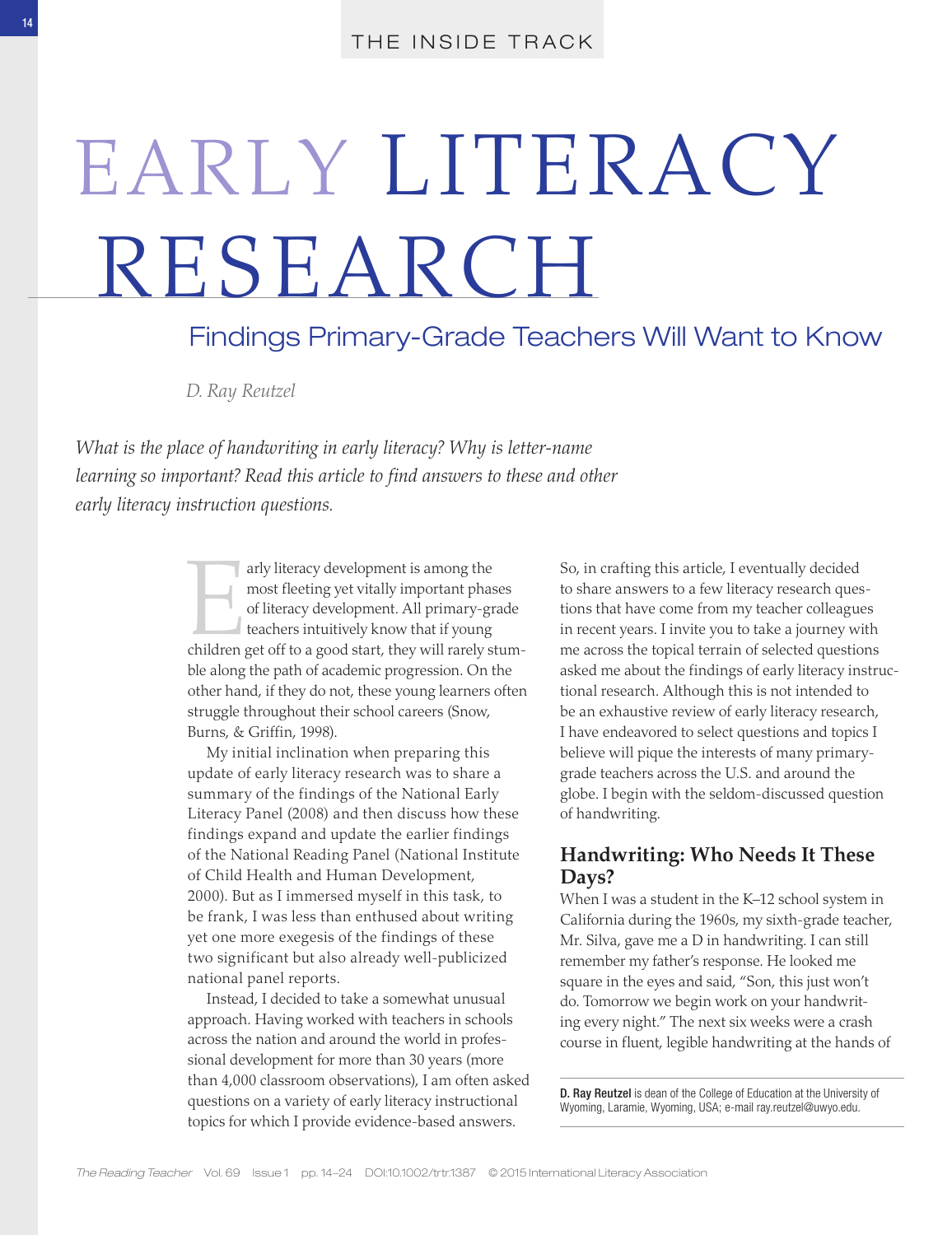# EARLY LITERACY RESEARCH

## Findings Primary-Grade Teachers Will Want to Know

*D. Ray Reutzel*

*What is the place of handwriting in early literacy? Why is letter-name learning so important? Read this article to find answers to these and other early literacy instruction questions.*

Early literacy development is among the most fleeting yet vitally important phases of literacy development. All primary-grade teachers intuitively know that if young children get off to a good start, they will rarely stumble along the path of academic progression. On the other hand, if they do not, these young learners often struggle throughout their school careers (Snow, Burns, & Griffin, 1998).

My initial inclination when preparing this update of early literacy research was to share a summary of the findings of the National Early Literacy Panel (2008) and then discuss how these findings expand and update the earlier findings of the National Reading Panel (National Institute of Child Health and Human Development, 2000). But as I immersed myself in this task, to be frank, I was less than enthused about writing yet one more exegesis of the findings of these two significant but also already well-publicized national panel reports.

Instead, I decided to take a somewhat unusual approach. Having worked with teachers in schools across the nation and around the world in professional development for more than 30 years (more than 4,000 classroom observations), I am often asked questions on a variety of early literacy instructional topics for which I provide evidence-based answers. So, in crafting this article, I eventually decided to share answers to a few literacy research questions that have come from my teacher colleagues in recent years. I invite you to take a journey with me across the topical terrain of selected questions asked me about the findings of early literacy instructional research. Although this is not intended to be an exhaustive review of early literacy research, I have endeavored to select questions and topics I believe will pique the interests of many primary-grade teachers across the U.S. and around the globe. I begin with the seldom-discussed question of handwriting.

### Handwriting: Who Needs It These Days?

When I was a student in the K–12 school system in California during the 1960s, my sixth-grade teacher, Mr. Silva, gave me a D in handwriting. I can still remember my father's response. He looked me square in the eyes and said, "Son, this just won't do. Tomorrow we begin work on your handwriting every night." The next six weeks were a crash course in fluent, legible handwriting at the hands of

**D. Ray Reutzel** is dean of the College of Education at the University of Wyoming, Laramie, Wyoming, USA; e-mail ray.reutzel@uwyo.edu.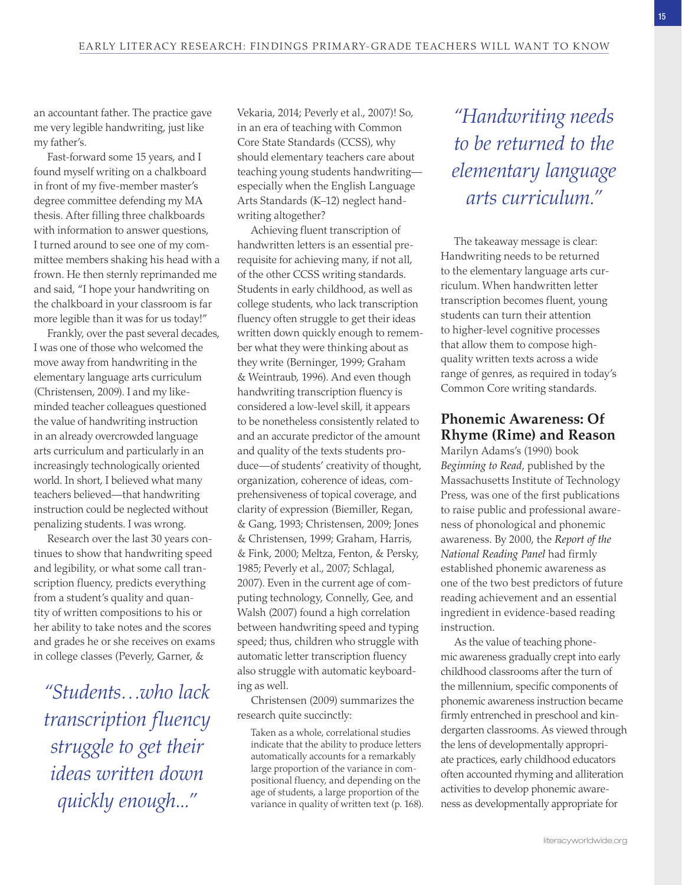an accountant father. The practice gave me very legible handwriting, just like my father's.

Fast-forward some 15 years, and I found myself writing on a chalkboard in front of my five-member master's degree committee defending my MA thesis. After filling three chalkboards with information to answer questions, I turned around to see one of my committee members shaking his head with a frown. He then sternly reprimanded me and said, "I hope your handwriting on the chalkboard in your classroom is far more legible than it was for us today!"

Frankly, over the past several decades, I was one of those who welcomed the move away from handwriting in the elementary language arts curriculum (Christensen, 2009). I and my like-minded teacher colleagues questioned the value of handwriting instruction in an already overcrowded language arts curriculum and particularly in an increasingly technologically oriented world. In short, I believed what many teachers believed—that handwriting instruction could be neglected without penalizing students. I was wrong.

Research over the last 30 years continues to show that handwriting speed and legibility, or what some call transcription fluency, predicts everything from a student's quality and quantity of written compositions to his or her ability to take notes and the scores and grades he or she receives on exams in college classes (Peverly, Garner, & Vekaria, 2014; Peverly et al., 2007)! So, in an era of teaching with Common Core State Standards (CCSS), why should elementary teachers care about teaching young students handwriting—especially when the English Language Arts Standards (K–12) neglect handwriting altogether?

> *"Students…who lack transcription fluency struggle to get their ideas written down quickly enough..."*

Achieving fluent transcription of handwritten letters is an essential prerequisite for achieving many, if not all, of the other CCSS writing standards. Students in early childhood, as well as college students, who lack transcription fluency often struggle to get their ideas written down quickly enough to remember what they were thinking about as they write (Berninger, 1999; Graham & Weintraub, 1996). And even though handwriting transcription fluency is considered a low-level skill, it appears to be nonetheless consistently related to and an accurate predictor of the amount and quality of the texts students produce—of students' creativity of thought, organization, coherence of ideas, comprehensiveness of topical coverage, and clarity of expression (Biemiller, Regan, & Gang, 1993; Christensen, 2009; Jones & Christensen, 1999; Graham, Harris, & Fink, 2000; Meltza, Fenton, & Persky, 1985; Peverly et al., 2007; Schlagal, 2007). Even in the current age of computing technology, Connelly, Gee, and Walsh (2007) found a high correlation between handwriting speed and typing speed; thus, children who struggle with automatic letter transcription fluency also struggle with automatic keyboarding as well.

Christensen (2009) summarizes the research quite succinctly:

> Taken as a whole, correlational studies indicate that the ability to produce letters automatically accounts for a remarkably large proportion of the variance in compositional fluency, and depending on the age of students, a large proportion of the variance in quality of written text (p. 168).

> *"Handwriting needs to be returned to the elementary language arts curriculum."*

The takeaway message is clear: Handwriting needs to be returned to the elementary language arts curriculum. When handwritten letter transcription becomes fluent, young students can turn their attention to higher-level cognitive processes that allow them to compose high-quality written texts across a wide range of genres, as required in today's Common Core writing standards.

## Phonemic Awareness: Of Rhyme (Rime) and Reason

Marilyn Adams's (1990) book *Beginning to Read*, published by the Massachusetts Institute of Technology Press, was one of the first publications to raise public and professional awareness of phonological and phonemic awareness. By 2000, the *Report of the National Reading Panel* had firmly established phonemic awareness as one of the two best predictors of future reading achievement and an essential ingredient in evidence-based reading instruction.

As the value of teaching phonemic awareness gradually crept into early childhood classrooms after the turn of the millennium, specific components of phonemic awareness instruction became firmly entrenched in preschool and kindergarten classrooms. As viewed through the lens of developmentally appropriate practices, early childhood educators often accounted rhyming and alliteration activities to develop phonemic awareness as developmentally appropriate for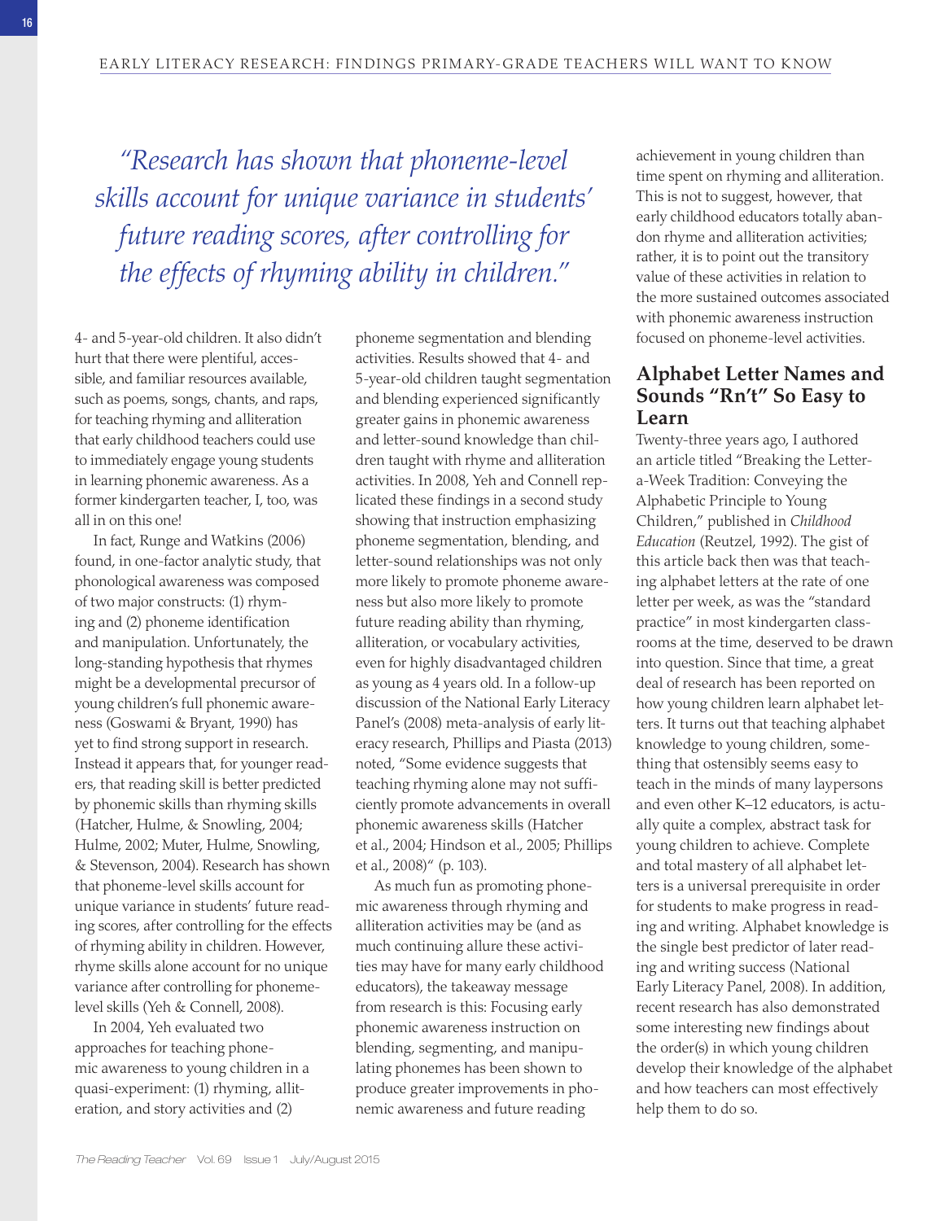*"Research has shown that phoneme-level skills account for unique variance in students' future reading scores, after controlling for the effects of rhyming ability in children."*

4- and 5-year-old children. It also didn't hurt that there were plentiful, accessible, and familiar resources available, such as poems, songs, chants, and raps, for teaching rhyming and alliteration that early childhood teachers could use to immediately engage young students in learning phonemic awareness. As a former kindergarten teacher, I, too, was all in on this one!

In fact, Runge and Watkins (2006) found, in one-factor analytic study, that phonological awareness was composed of two major constructs: (1) rhyming and (2) phoneme identification and manipulation. Unfortunately, the long-standing hypothesis that rhymes might be a developmental precursor of young children's full phonemic awareness (Goswami & Bryant, 1990) has yet to find strong support in research. Instead it appears that, for younger readers, that reading skill is better predicted by phonemic skills than rhyming skills (Hatcher, Hulme, & Snowling, 2004; Hulme, 2002; Muter, Hulme, Snowling, & Stevenson, 2004). Research has shown that phoneme-level skills account for unique variance in students' future reading scores, after controlling for the effects of rhyming ability in children. However, rhyme skills alone account for no unique variance after controlling for phoneme-level skills (Yeh & Connell, 2008).

In 2004, Yeh evaluated two approaches for teaching phonemic awareness to young children in a quasi-experiment: (1) rhyming, allitteration, and story activities and (2) phoneme segmentation and blending activities. Results showed that 4- and 5-year-old children taught segmentation and blending experienced significantly greater gains in phonemic awareness and letter-sound knowledge than children taught with rhyme and alliteration activities. In 2008, Yeh and Connell replicated these findings in a second study showing that instruction emphasizing phoneme segmentation, blending, and letter-sound relationships was not only more likely to promote phoneme awareness but also more likely to promote future reading ability than rhyming, alliteration, or vocabulary activities, even for highly disadvantaged children as young as 4 years old. In a follow-up discussion of the National Early Literacy Panel's (2008) meta-analysis of early literacy research, Phillips and Piasta (2013) noted, "Some evidence suggests that teaching rhyming alone may not sufficiently promote advancements in overall phonemic awareness skills (Hatcher et al., 2004; Hindson et al., 2005; Phillips et al., 2008)" (p. 103).

As much fun as promoting phonemic awareness through rhyming and alliteration activities may be (and as much continuing allure these activities may have for many early childhood educators), the takeaway message from research is this: Focusing early phonemic awareness instruction on blending, segmenting, and manipulating phonemes has been shown to produce greater improvements in phonemic awareness and future reading achievement in young children than time spent on rhyming and alliteration. This is not to suggest, however, that early childhood educators totally abandon rhyme and alliteration activities; rather, it is to point out the transitory value of these activities in relation to the more sustained outcomes associated with phonemic awareness instruction focused on phoneme-level activities.

## Alphabet Letter Names and Sounds "Rn't" So Easy to Learn

Twenty-three years ago, I authored an article titled "Breaking the Letter-a-Week Tradition: Conveying the Alphabetic Principle to Young Children," published in *Childhood Education* (Reutzel, 1992). The gist of this article back then was that teaching alphabet letters at the rate of one letter per week, as was the "standard practice" in most kindergarten classrooms at the time, deserved to be drawn into question. Since that time, a great deal of research has been reported on how young children learn alphabet letters. It turns out that teaching alphabet knowledge to young children, something that ostensibly seems easy to teach in the minds of many laypersons and even other K–12 educators, is actually quite a complex, abstract task for young children to achieve. Complete and total mastery of all alphabet letters is a universal prerequisite in order for students to make progress in reading and writing. Alphabet knowledge is the single best predictor of later reading and writing success (National Early Literacy Panel, 2008). In addition, recent research has also demonstrated some interesting new findings about the order(s) in which young children develop their knowledge of the alphabet and how teachers can most effectively help them to do so.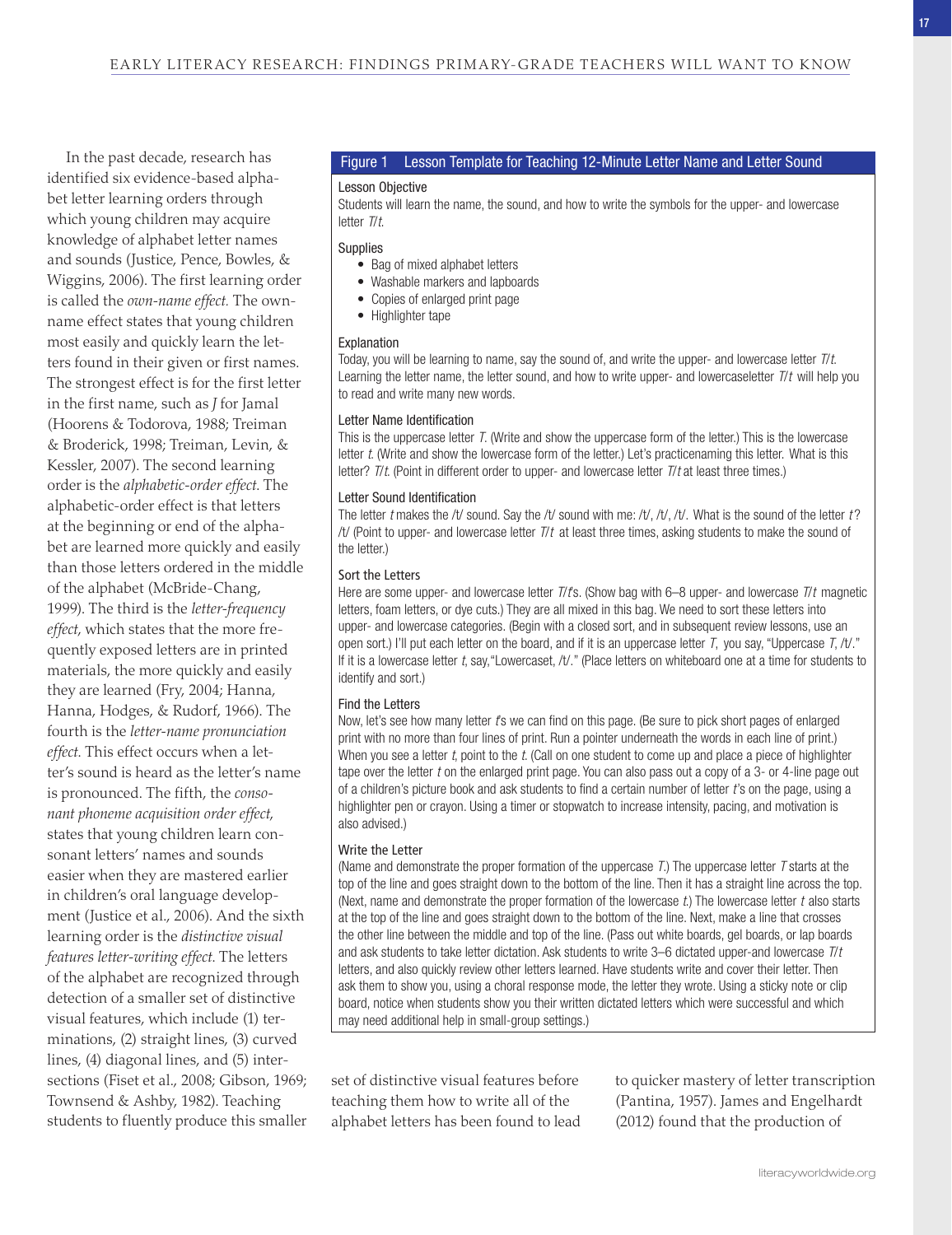In the past decade, research has identified six evidence-based alphabet letter learning orders through which young children may acquire knowledge of alphabet letter names and sounds (Justice, Pence, Bowles, & Wiggins, 2006). The first learning order is called the *own-name effect.* The own-name effect states that young children most easily and quickly learn the letters found in their given or first names. The strongest effect is for the first letter in the first name, such as *J* for Jamal (Hoorens & Todorova, 1988; Treiman & Broderick, 1998; Treiman, Levin, & Kessler, 2007). The second learning order is the *alphabetic-order effect.* The alphabetic-order effect is that letters at the beginning or end of the alphabet are learned more quickly and easily than those letters ordered in the middle of the alphabet (McBride-Chang, 1999). The third is the *letter-frequency effect,* which states that the more frequently exposed letters are in printed materials, the more quickly and easily they are learned (Fry, 2004; Hanna, Hanna, Hodges, & Rudorf, 1966). The fourth is the *letter-name pronunciation effect.* This effect occurs when a letter's sound is heard as the letter's name is pronounced. The fifth, the *consonant phoneme acquisition order effect,* states that young children learn consonant letters' names and sounds easier when they are mastered earlier in children's oral language development (Justice et al., 2006). And the sixth learning order is the *distinctive visual features letter-writing effect.* The letters of the alphabet are recognized through detection of a smaller set of distinctive visual features, which include (1) terminations, (2) straight lines, (3) curved lines, (4) diagonal lines, and (5) intersections (Fiset et al., 2008; Gibson, 1969; Townsend & Ashby, 1982). Teaching students to fluently produce this smaller set of distinctive visual features before teaching them how to write all of the alphabet letters has been found to lead to quicker mastery of letter transcription (Pantina, 1957). James and Engelhardt (2012) found that the production of

**Figure 1 Lesson Template for Teaching 12-Minute Letter Name and Letter Sound**

**Lesson Objective**

Students will learn the name, the sound, and how to write the symbols for the upper- and lowercase letter *T/t.*

**Supplies**

- Bag of mixed alphabet letters
- Washable markers and lapboards
- Copies of enlarged print page
- Highlighter tape

**Explanation**

Today, you will be learning to name, say the sound of, and write the upper- and lowercase letter *T/t.* Learning the letter name, the letter sound, and how to write upper- and lowercaseletter *T/t* will help you to read and write many new words.

**Letter Name Identification**

This is the uppercase letter *T.* (Write and show the uppercase form of the letter.) This is the lowercase letter *t.* (Write and show the lowercase form of the letter.) Let's practicenaming this letter. What is this letter? *T/t.* (Point in different order to upper- and lowercase letter *T/t* at least three times.)

**Letter Sound Identification**

The letter *t* makes the /t/ sound. Say the /t/ sound with me: /t/, /t/, /t/. What is the sound of the letter *t*? /t/ (Point to upper- and lowercase letter *T/t* at least three times, asking students to make the sound of the letter.)

**Sort the Letters**

Here are some upper- and lowercase letter *T/t*'s. (Show bag with 6–8 upper- and lowercase *T/t* magnetic letters, foam letters, or dye cuts.) They are all mixed in this bag. We need to sort these letters into upper- and lowercase categories. (Begin with a closed sort, and in subsequent review lessons, use an open sort.) I'll put each letter on the board, and if it is an uppercase letter *T,* you say, "Uppercase *T,* /t/." If it is a lowercase letter *t,* say, "Lowercaset, /t/." (Place letters on whiteboard one at a time for students to identify and sort.)

**Find the Letters**

Now, let's see how many letter *t*'s we can find on this page. (Be sure to pick short pages of enlarged print with no more than four lines of print. Run a pointer underneath the words in each line of print.) When you see a letter *t,* point to the *t.* (Call on one student to come up and place a piece of highlighter tape over the letter *t* on the enlarged print page. You can also pass out a copy of a 3- or 4-line page out of a children's picture book and ask students to find a certain number of letter *t*'s on the page, using a highlighter pen or crayon. Using a timer or stopwatch to increase intensity, pacing, and motivation is also advised.)

**Write the Letter**

(Name and demonstrate the proper formation of the uppercase *T.*) The uppercase letter *T* starts at the top of the line and goes straight down to the bottom of the line. Then it has a straight line across the top. (Next, name and demonstrate the proper formation of the lowercase *t.*) The lowercase letter *t* also starts at the top of the line and goes straight down to the bottom of the line. Next, make a line that crosses the other line between the middle and top of the line. (Pass out white boards, gel boards, or lap boards and ask students to take letter dictation. Ask students to write 3–6 dictated upper-and lowercase *T/t* letters, and also quickly review other letters learned. Have students write and cover their letter. Then ask them to show you, using a choral response mode, the letter they wrote. Using a sticky note or clip board, notice when students show you their written dictated letters which were successful and which may need additional help in small-group settings.)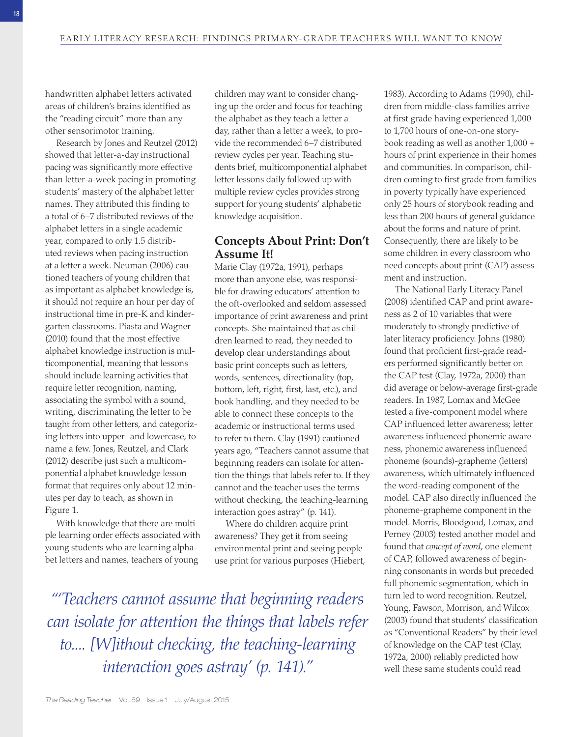handwritten alphabet letters activated areas of children's brains identified as the "reading circuit" more than any other sensorimotor training.

Research by Jones and Reutzel (2012) showed that letter-a-day instructional pacing was significantly more effective than letter-a-week pacing in promoting students' mastery of the alphabet letter names. They attributed this finding to a total of 6–7 distributed reviews of the alphabet letters in a single academic year, compared to only 1.5 distributed reviews when pacing instruction at a letter a week. Neuman (2006) cautioned teachers of young children that as important as alphabet knowledge is, it should not require an hour per day of instructional time in pre-K and kindergarten classrooms. Piasta and Wagner (2010) found that the most effective alphabet knowledge instruction is multicomponential, meaning that lessons should include learning activities that require letter recognition, naming, associating the symbol with a sound, writing, discriminating the letter to be taught from other letters, and categorizing letters into upper- and lowercase, to name a few. Jones, Reutzel, and Clark (2012) describe just such a multicomponential alphabet knowledge lesson format that requires only about 12 minutes per day to teach, as shown in Figure 1.

With knowledge that there are multiple learning order effects associated with young students who are learning alphabet letters and names, teachers of young children may want to consider changing up the order and focus for teaching the alphabet as they teach a letter a day, rather than a letter a week, to provide the recommended 6–7 distributed review cycles per year. Teaching students brief, multicomponential alphabet letter lessons daily followed up with multiple review cycles provides strong support for young students' alphabetic knowledge acquisition.

## Concepts About Print: Don't Assume It!

Marie Clay (1972a, 1991), perhaps more than anyone else, was responsible for drawing educators' attention to the oft-overlooked and seldom assessed importance of print awareness and print concepts. She maintained that as children learned to read, they needed to develop clear understandings about basic print concepts such as letters, words, sentences, directionality (top, bottom, left, right, first, last, etc.), and book handling, and they needed to be able to connect these concepts to the academic or instructional terms used to refer to them. Clay (1991) cautioned years ago, "Teachers cannot assume that beginning readers can isolate for attention the things that labels refer to. If they cannot and the teacher uses the terms without checking, the teaching-learning interaction goes astray" (p. 141).

Where do children acquire print awareness? They get it from seeing environmental print and seeing people use print for various purposes (Hiebert, 1983). According to Adams (1990), children from middle-class families arrive at first grade having experienced 1,000 to 1,700 hours of one-on-one storybook reading as well as another 1,000 + hours of print experience in their homes and communities. In comparison, children coming to first grade from families in poverty typically have experienced only 25 hours of storybook reading and less than 200 hours of general guidance about the forms and nature of print. Consequently, there are likely to be some children in every classroom who need concepts about print (CAP) assessment and instruction.

The National Early Literacy Panel (2008) identified CAP and print awareness as 2 of 10 variables that were moderately to strongly predictive of later literacy proficiency. Johns (1980) found that proficient first-grade readers performed significantly better on the CAP test (Clay, 1972a, 2000) than did average or below-average first-grade readers. In 1987, Lomax and McGee tested a five-component model where CAP influenced letter awareness; letter awareness influenced phonemic awareness, phonemic awareness influenced phoneme (sounds)-grapheme (letters) awareness, which ultimately influenced the word-reading component of the model. CAP also directly influenced the phoneme-grapheme component in the model. Morris, Bloodgood, Lomax, and Perney (2003) tested another model and found that *concept of word*, one element of CAP, followed awareness of beginning consonants in words but preceded full phonemic segmentation, which in turn led to word recognition. Reutzel, Young, Fawson, Morrison, and Wilcox (2003) found that students' classification as "Conventional Readers" by their level of knowledge on the CAP test (Clay, 1972a, 2000) reliably predicted how well these same students could read

*"'Teachers cannot assume that beginning readers can isolate for attention the things that labels refer to.... [W]ithout checking, the teaching-learning interaction goes astray' (p. 141)."*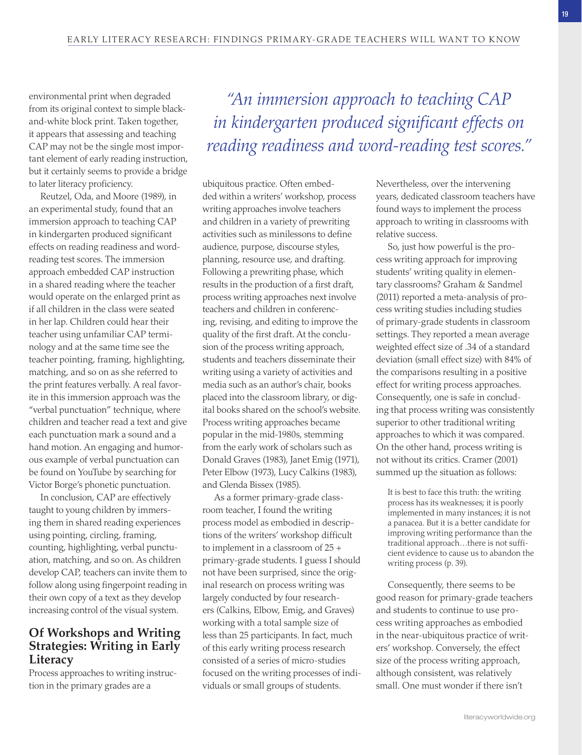environmental print when degraded from its original context to simple black-and-white block print. Taken together, it appears that assessing and teaching CAP may not be the single most important element of early reading instruction, but it certainly seems to provide a bridge to later literacy proficiency.

Reutzel, Oda, and Moore (1989), in an experimental study, found that an immersion approach to teaching CAP in kindergarten produced significant effects on reading readiness and word-reading test scores. The immersion approach embedded CAP instruction in a shared reading where the teacher would operate on the enlarged print as if all children in the class were seated in her lap. Children could hear their teacher using unfamiliar CAP terminology and at the same time see the teacher pointing, framing, highlighting, matching, and so on as she referred to the print features verbally. A real favorite in this immersion approach was the "verbal punctuation" technique, where children and teacher read a text and give each punctuation mark a sound and a hand motion. An engaging and humorous example of verbal punctuation can be found on YouTube by searching for Victor Borge's phonetic punctuation.

In conclusion, CAP are effectively taught to young children by immersing them in shared reading experiences using pointing, circling, framing, counting, highlighting, verbal punctuation, matching, and so on. As children develop CAP, teachers can invite them to follow along using fingerpoint reading in their own copy of a text as they develop increasing control of the visual system.

*"An immersion approach to teaching CAP in kindergarten produced significant effects on reading readiness and word-reading test scores."*

## Of Workshops and Writing Strategies: Writing in Early Literacy

Process approaches to writing instruction in the primary grades are a ubiquitous practice. Often embedded within a writers' workshop, process writing approaches involve teachers and children in a variety of prewriting activities such as minilessons to define audience, purpose, discourse styles, planning, resource use, and drafting. Following a prewriting phase, which results in the production of a first draft, process writing approaches next involve teachers and children in conferencing, revising, and editing to improve the quality of the first draft. At the conclusion of the process writing approach, students and teachers disseminate their writing using a variety of activities and media such as an author's chair, books placed into the classroom library, or digital books shared on the school's website. Process writing approaches became popular in the mid-1980s, stemming from the early work of scholars such as Donald Graves (1983), Janet Emig (1971), Peter Elbow (1973), Lucy Calkins (1983), and Glenda Bissex (1985).

As a former primary-grade classroom teacher, I found the writing process model as embodied in descriptions of the writers' workshop difficult to implement in a classroom of 25 + primary-grade students. I guess I should not have been surprised, since the original research on process writing was largely conducted by four researchers (Calkins, Elbow, Emig, and Graves) working with a total sample size of less than 25 participants. In fact, much of this early writing process research consisted of a series of micro-studies focused on the writing processes of individuals or small groups of students. Nevertheless, over the intervening years, dedicated classroom teachers have found ways to implement the process approach to writing in classrooms with relative success.

So, just how powerful is the process writing approach for improving students' writing quality in elementary classrooms? Graham & Sandmel (2011) reported a meta-analysis of process writing studies including studies of primary-grade students in classroom settings. They reported a mean average weighted effect size of .34 of a standard deviation (small effect size) with 84% of the comparisons resulting in a positive effect for writing process approaches. Consequently, one is safe in concluding that process writing was consistently superior to other traditional writing approaches to which it was compared. On the other hand, process writing is not without its critics. Cramer (2001) summed up the situation as follows:

> It is best to face this truth: the writing process has its weaknesses; it is poorly implemented in many instances; it is not a panacea. But it is a better candidate for improving writing performance than the traditional approach…there is not sufficient evidence to cause us to abandon the writing process (p. 39).

Consequently, there seems to be good reason for primary-grade teachers and students to continue to use process writing approaches as embodied in the near-ubiquitous practice of writers' workshop. Conversely, the effect size of the process writing approach, although consistent, was relatively small. One must wonder if there isn't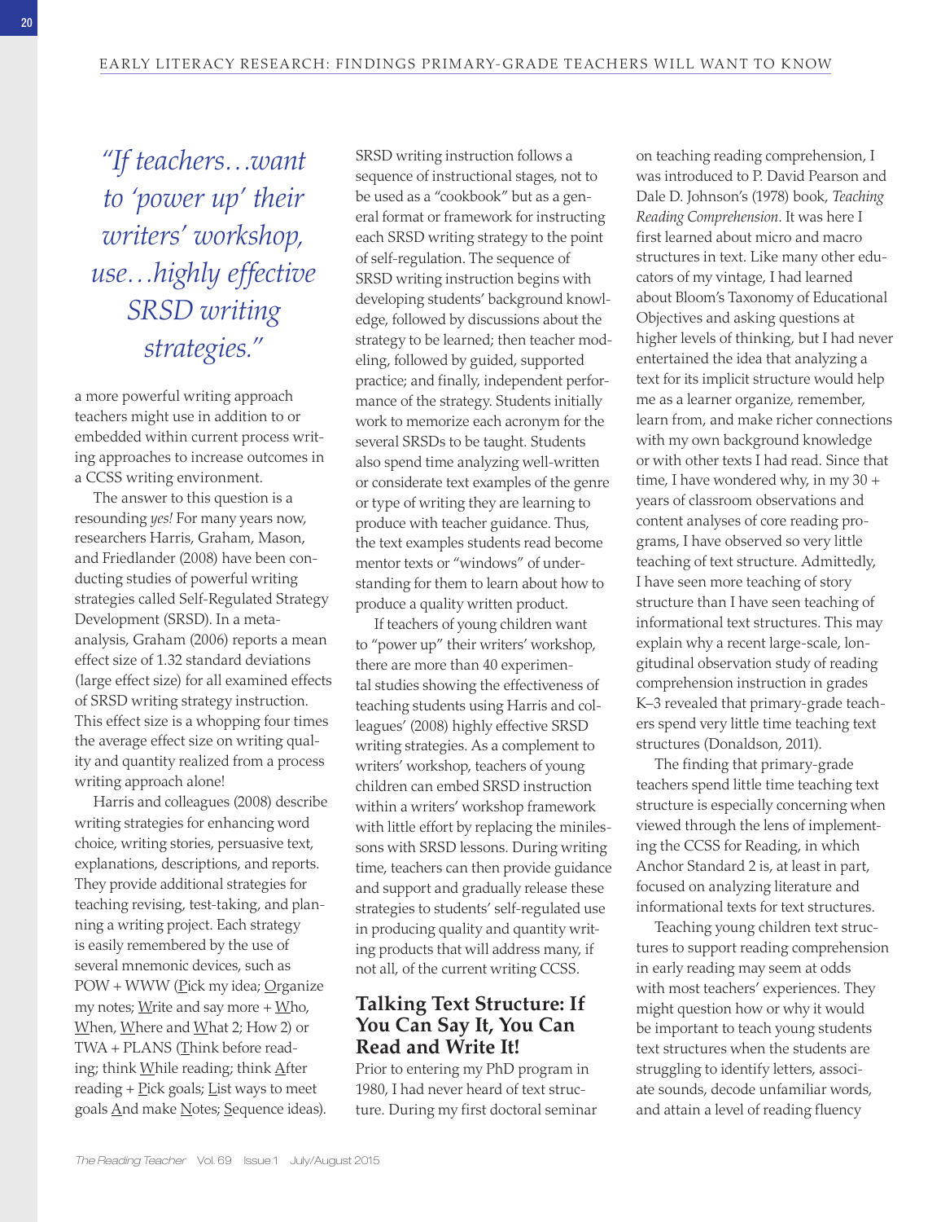*"If teachers…want to 'power up' their writers' workshop, use…highly effective SRSD writing strategies."*

a more powerful writing approach teachers might use in addition to or embedded within current process writing approaches to increase outcomes in a CCSS writing environment.

The answer to this question is a resounding *yes!* For many years now, researchers Harris, Graham, Mason, and Friedlander (2008) have been conducting studies of powerful writing strategies called Self-Regulated Strategy Development (SRSD). In a meta-analysis, Graham (2006) reports a mean effect size of 1.32 standard deviations (large effect size) for all examined effects of SRSD writing strategy instruction. This effect size is a whopping four times the average effect size on writing quality and quantity realized from a process writing approach alone!

Harris and colleagues (2008) describe writing strategies for enhancing word choice, writing stories, persuasive text, explanations, descriptions, and reports. They provide additional strategies for teaching revising, test-taking, and planning a writing project. Each strategy is easily remembered by the use of several mnemonic devices, such as POW + WWW (Pick my idea; Organize my notes; Write and say more + Who, When, Where and What 2; How 2) or TWA + PLANS (Think before reading; think While reading; think After reading + Pick goals; List ways to meet goals And make Notes; Sequence ideas). SRSD writing instruction follows a sequence of instructional stages, not to be used as a "cookbook" but as a general format or framework for instructing each SRSD writing strategy to the point of self-regulation. The sequence of SRSD writing instruction begins with developing students' background knowledge, followed by discussions about the strategy to be learned; then teacher modeling, followed by guided, supported practice; and finally, independent performance of the strategy. Students initially work to memorize each acronym for the several SRSDs to be taught. Students also spend time analyzing well-written or considerate text examples of the genre or type of writing they are learning to produce with teacher guidance. Thus, the text examples students read become mentor texts or "windows" of understanding for them to learn about how to produce a quality written product.

If teachers of young children want to "power up" their writers' workshop, there are more than 40 experimental studies showing the effectiveness of teaching students using Harris and colleagues' (2008) highly effective SRSD writing strategies. As a complement to writers' workshop, teachers of young children can embed SRSD instruction within a writers' workshop framework with little effort by replacing the minilessons with SRSD lessons. During writing time, teachers can then provide guidance and support and gradually release these strategies to students' self-regulated use in producing quality and quantity writing products that will address many, if not all, of the current writing CCSS.

## Talking Text Structure: If You Can Say It, You Can Read and Write It!

Prior to entering my PhD program in 1980, I had never heard of text structure. During my first doctoral seminar on teaching reading comprehension, I was introduced to P. David Pearson and Dale D. Johnson's (1978) book, *Teaching Reading Comprehension*. It was here I first learned about micro and macro structures in text. Like many other educators of my vintage, I had learned about Bloom's Taxonomy of Educational Objectives and asking questions at higher levels of thinking, but I had never entertained the idea that analyzing a text for its implicit structure would help me as a learner organize, remember, learn from, and make richer connections with my own background knowledge or with other texts I had read. Since that time, I have wondered why, in my 30 + years of classroom observations and content analyses of core reading programs, I have observed so very little teaching of text structure. Admittedly, I have seen more teaching of story structure than I have seen teaching of informational text structures. This may explain why a recent large-scale, longitudinal observation study of reading comprehension instruction in grades K–3 revealed that primary-grade teachers spend very little time teaching text structures (Donaldson, 2011).

The finding that primary-grade teachers spend little time teaching text structure is especially concerning when viewed through the lens of implementing the CCSS for Reading, in which Anchor Standard 2 is, at least in part, focused on analyzing literature and informational texts for text structures.

Teaching young children text structures to support reading comprehension in early reading may seem at odds with most teachers' experiences. They might question how or why it would be important to teach young students text structures when the students are struggling to identify letters, associate sounds, decode unfamiliar words, and attain a level of reading fluency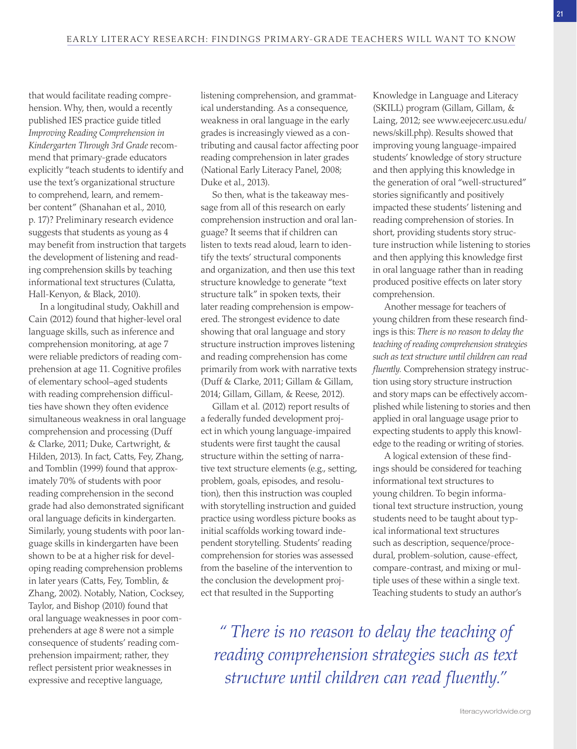that would facilitate reading comprehension. Why, then, would a recently published IES practice guide titled *Improving Reading Comprehension in Kindergarten Through 3rd Grade* recommend that primary-grade educators explicitly "teach students to identify and use the text's organizational structure to comprehend, learn, and remember content" (Shanahan et al., 2010, p. 17)? Preliminary research evidence suggests that students as young as 4 may benefit from instruction that targets the development of listening and reading comprehension skills by teaching informational text structures (Culatta, Hall-Kenyon, & Black, 2010).

In a longitudinal study, Oakhill and Cain (2012) found that higher-level oral language skills, such as inference and comprehension monitoring, at age 7 were reliable predictors of reading comprehension at age 11. Cognitive profiles of elementary school–aged students with reading comprehension difficulties have shown they often evidence simultaneous weakness in oral language comprehension and processing (Duff & Clarke, 2011; Duke, Cartwright, & Hilden, 2013). In fact, Catts, Fey, Zhang, and Tomblin (1999) found that approximately 70% of students with poor reading comprehension in the second grade had also demonstrated significant oral language deficits in kindergarten. Similarly, young students with poor language skills in kindergarten have been shown to be at a higher risk for developing reading comprehension problems in later years (Catts, Fey, Tomblin, & Zhang, 2002). Notably, Nation, Cocksey, Taylor, and Bishop (2010) found that oral language weaknesses in poor comprehenders at age 8 were not a simple consequence of students' reading comprehension impairment; rather, they reflect persistent prior weaknesses in expressive and receptive language, listening comprehension, and grammatical understanding. As a consequence, weakness in oral language in the early grades is increasingly viewed as a contributing and causal factor affecting poor reading comprehension in later grades (National Early Literacy Panel, 2008; Duke et al., 2013).

So then, what is the takeaway message from all of this research on early comprehension instruction and oral language? It seems that if children can listen to texts read aloud, learn to identify the texts' structural components and organization, and then use this text structure knowledge to generate "text structure talk" in spoken texts, their later reading comprehension is empowered. The strongest evidence to date showing that oral language and story structure instruction improves listening and reading comprehension has come primarily from work with narrative texts (Duff & Clarke, 2011; Gillam & Gillam, 2014; Gillam, Gillam, & Reese, 2012).

Gillam et al. (2012) report results of a federally funded development project in which young language-impaired students were first taught the causal structure within the setting of narrative text structure elements (e.g., setting, problem, goals, episodes, and resolution), then this instruction was coupled with storytelling instruction and guided practice using wordless picture books as initial scaffolds working toward independent storytelling. Students' reading comprehension for stories was assessed from the baseline of the intervention to the conclusion the development project that resulted in the Supporting Knowledge in Language and Literacy (SKILL) program (Gillam, Gillam, & Laing, 2012; see www.eejecerc.usu.edu/news/skill.php). Results showed that improving young language-impaired students' knowledge of story structure and then applying this knowledge in the generation of oral "well-structured" stories significantly and positively impacted these students' listening and reading comprehension of stories. In short, providing students story structure instruction while listening to stories and then applying this knowledge first in oral language rather than in reading produced positive effects on later story comprehension.

Another message for teachers of young children from these research findings is this: *There is no reason to delay the teaching of reading comprehension strategies such as text structure until children can read fluently.* Comprehension strategy instruction using story structure instruction and story maps can be effectively accomplished while listening to stories and then applied in oral language usage prior to expecting students to apply this knowledge to the reading or writing of stories.

A logical extension of these findings should be considered for teaching informational text structures to young children. To begin informational text structure instruction, young students need to be taught about typical informational text structures such as description, sequence/procedural, problem-solution, cause-effect, compare-contrast, and mixing or multiple uses of these within a single text. Teaching students to study an author's

> *" There is no reason to delay the teaching of reading comprehension strategies such as text structure until children can read fluently."*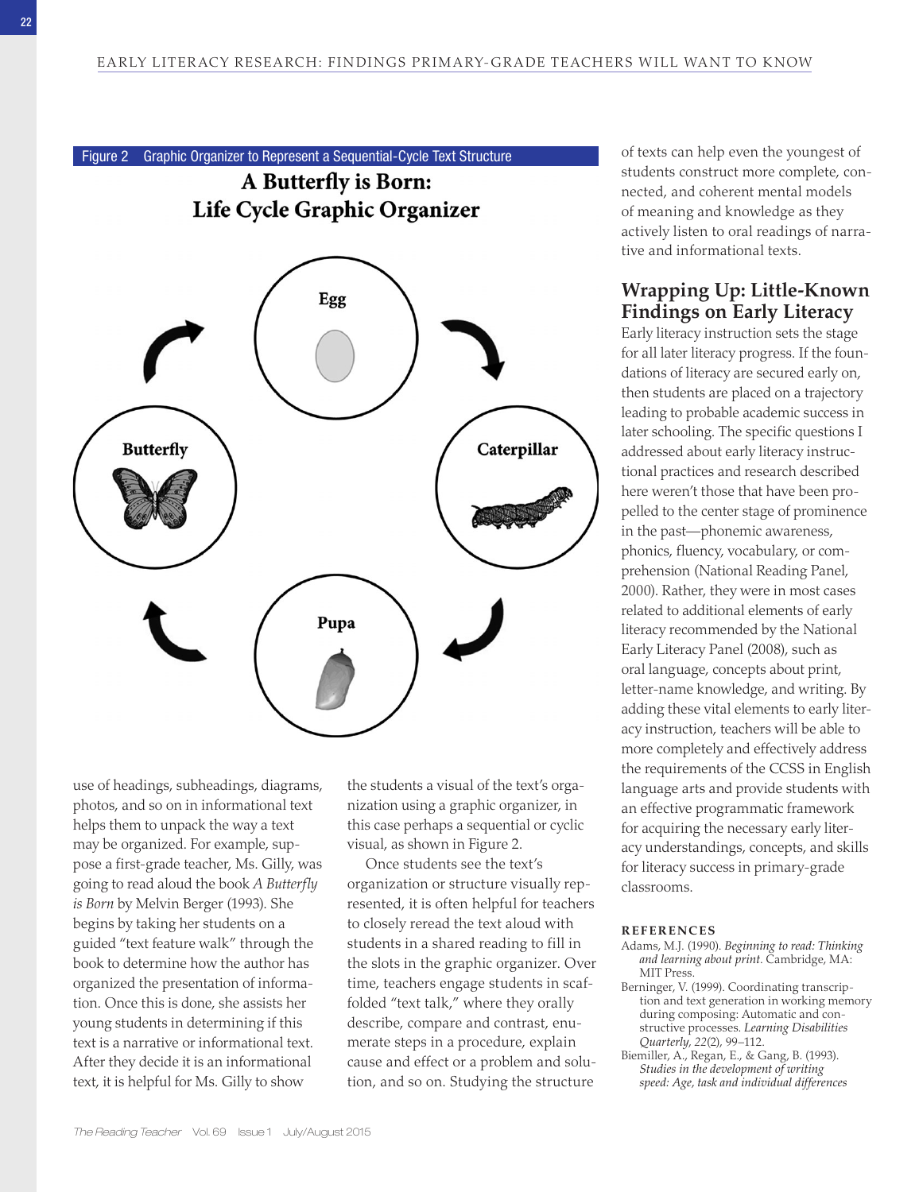Figure 2 Graphic Organizer to Represent a Sequential-Cycle Text Structure

**A Butterfly is Born: Life Cycle Graphic Organizer**

Egg → Caterpillar → Pupa → Butterfly

use of headings, subheadings, diagrams, photos, and so on in informational text helps them to unpack the way a text may be organized. For example, suppose a first-grade teacher, Ms. Gilly, was going to read aloud the book *A Butterfly is Born* by Melvin Berger (1993). She begins by taking her students on a guided "text feature walk" through the book to determine how the author has organized the presentation of information. Once this is done, she assists her young students in determining if this text is a narrative or informational text. After they decide it is an informational text, it is helpful for Ms. Gilly to show the students a visual of the text's organization using a graphic organizer, in this case perhaps a sequential or cyclic visual, as shown in Figure 2.

Once students see the text's organization or structure visually represented, it is often helpful for teachers to closely reread the text aloud with students in a shared reading to fill in the slots in the graphic organizer. Over time, teachers engage students in scaffolded "text talk," where they orally describe, compare and contrast, enumerate steps in a procedure, explain cause and effect or a problem and solution, and so on. Studying the structure of texts can help even the youngest of students construct more complete, connected, and coherent mental models of meaning and knowledge as they actively listen to oral readings of narrative and informational texts.

## Wrapping Up: Little-Known Findings on Early Literacy

Early literacy instruction sets the stage for all later literacy progress. If the foundations of literacy are secured early on, then students are placed on a trajectory leading to probable academic success in later schooling. The specific questions I addressed about early literacy instructional practices and research described here weren't those that have been propelled to the center stage of prominence in the past—phonemic awareness, phonics, fluency, vocabulary, or comprehension (National Reading Panel, 2000). Rather, they were in most cases related to additional elements of early literacy recommended by the National Early Literacy Panel (2008), such as oral language, concepts about print, letter-name knowledge, and writing. By adding these vital elements to early literacy instruction, teachers will be able to more completely and effectively address the requirements of the CCSS in English language arts and provide students with an effective programmatic framework for acquiring the necessary early literacy understandings, concepts, and skills for literacy success in primary-grade classrooms.

### REFERENCES

Adams, M.J. (1990). *Beginning to read: Thinking and learning about print*. Cambridge, MA: MIT Press.

Berninger, V. (1999). Coordinating transcription and text generation in working memory during composing: Automatic and constructive processes. *Learning Disabilities Quarterly*, *22*(2), 99–112.

Biemiller, A., Regan, E., & Gang, B. (1993). *Studies in the development of writing speed: Age, task and individual differences*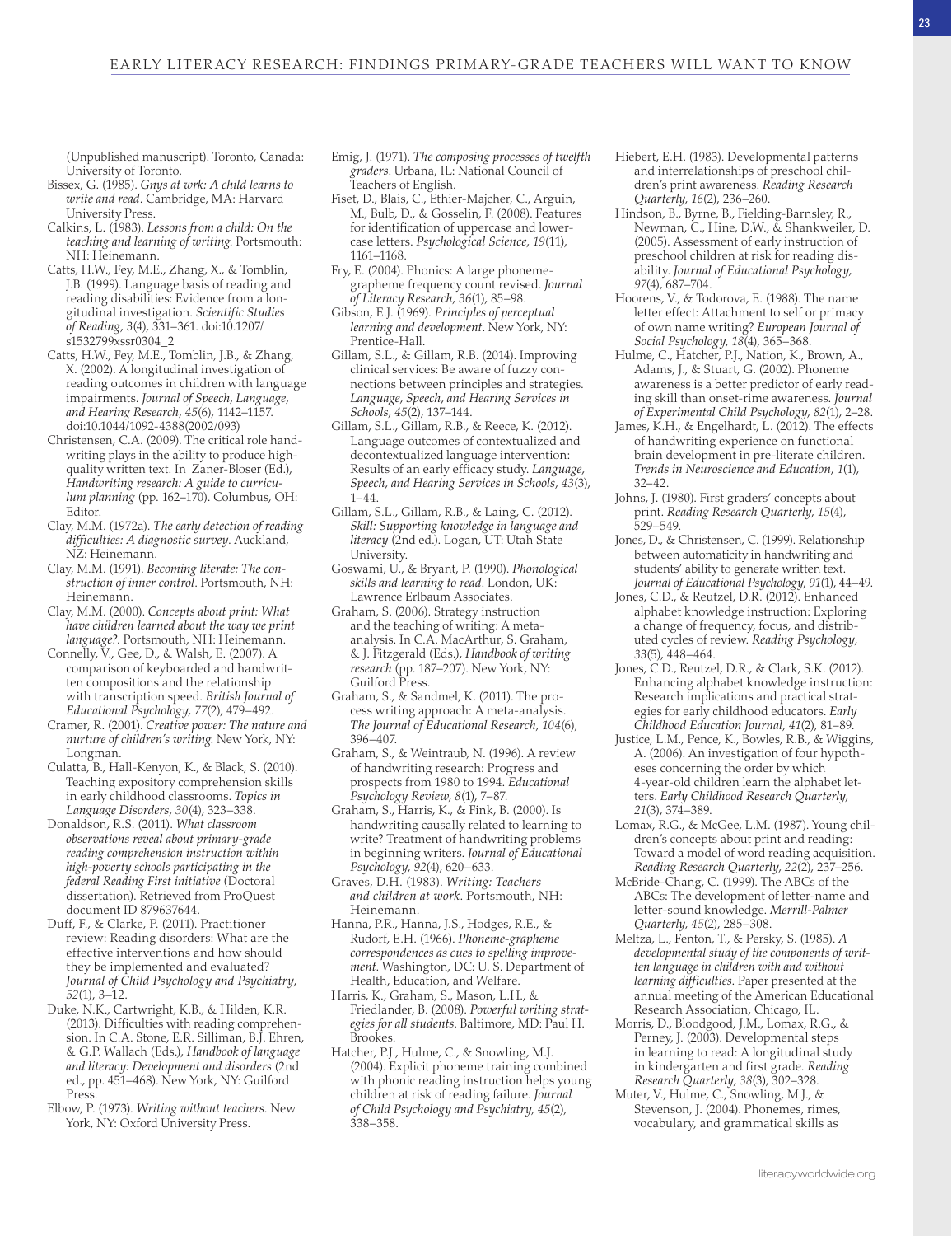(Unpublished manuscript). Toronto, Canada: University of Toronto.

Bissex, G. (1985). *Gnys at wrk: A child learns to write and read*. Cambridge, MA: Harvard University Press.

Calkins, L. (1983). *Lessons from a child: On the teaching and learning of writing*. Portsmouth: NH: Heinemann.

Catts, H.W., Fey, M.E., Zhang, X., & Tomblin, J.B. (1999). Language basis of reading and reading disabilities: Evidence from a longitudinal investigation. *Scientific Studies of Reading*, *3*(4), 331–361. doi:10.1207/s1532799xssr0304_2

Catts, H.W., Fey, M.E., Tomblin, J.B., & Zhang, X. (2002). A longitudinal investigation of reading outcomes in children with language impairments. *Journal of Speech, Language, and Hearing Research*, *45*(6), 1142–1157. doi:10.1044/1092-4388(2002/093)

Christensen, C.A. (2009). The critical role handwriting plays in the ability to produce high-quality written text. In Zaner-Bloser (Ed.), *Handwriting research: A guide to curriculum planning* (pp. 162–170). Columbus, OH: Editor.

Clay, M.M. (1972a). *The early detection of reading difficulties: A diagnostic survey*. Auckland, NZ: Heinemann.

Clay, M.M. (1991). *Becoming literate: The construction of inner control*. Portsmouth, NH: Heinemann.

Clay, M.M. (2000). *Concepts about print: What have children learned about the way we print language?*. Portsmouth, NH: Heinemann.

Connelly, V., Gee, D., & Walsh, E. (2007). A comparison of keyboarded and handwritten compositions and the relationship with transcription speed. *British Journal of Educational Psychology, 77*(2), 479–492.

Cramer, R. (2001). *Creative power: The nature and nurture of children's writing*. New York, NY: Longman.

Culatta, B., Hall-Kenyon, K., & Black, S. (2010). Teaching expository comprehension skills in early childhood classrooms. *Topics in Language Disorders*, *30*(4), 323–338.

Donaldson, R.S. (2011). *What classroom observations reveal about primary-grade reading comprehension instruction within high-poverty schools participating in the federal Reading First initiative* (Doctoral dissertation). Retrieved from ProQuest document ID 879637644.

Duff, F., & Clarke, P. (2011). Practitioner review: Reading disorders: What are the effective interventions and how should they be implemented and evaluated? *Journal of Child Psychology and Psychiatry*, *52*(1), 3–12.

Duke, N.K., Cartwright, K.B., & Hilden, K.R. (2013). Difficulties with reading comprehension. In C.A. Stone, E.R. Silliman, B.J. Ehren, & G.P. Wallach (Eds.), *Handbook of language and literacy: Development and disorders* (2nd ed., pp. 451–468). New York, NY: Guilford Press.

Elbow, P. (1973). *Writing without teachers*. New York, NY: Oxford University Press.

Emig, J. (1971). *The composing processes of twelfth graders*. Urbana, IL: National Council of Teachers of English.

Fiset, D., Blais, C., Ethier-Majcher, C., Arguin, M., Bulb, D., & Gosselin, F. (2008). Features for identification of uppercase and lowercase letters. *Psychological Science*, *19*(11), 1161–1168.

Fry, E. (2004). Phonics: A large phoneme-grapheme frequency count revised. *Journal of Literacy Research*, *36*(1), 85–98.

Gibson, E.J. (1969). *Principles of perceptual learning and development*. New York, NY: Prentice-Hall.

Gillam, S.L., & Gillam, R.B. (2014). Improving clinical services: Be aware of fuzzy connections between principles and strategies. *Language, Speech, and Hearing Services in Schools*, *45*(2), 137–144.

Gillam, S.L., Gillam, R.B., & Reece, K. (2012). Language outcomes of contextualized and decontextualized language intervention: Results of an early efficacy study. *Language, Speech, and Hearing Services in Schools*, *43*(3), 1–44.

Gillam, S.L., Gillam, R.B., & Laing, C. (2012). *Skill: Supporting knowledge in language and literacy* (2nd ed.). Logan, UT: Utah State University.

Goswami, U., & Bryant, P. (1990). *Phonological skills and learning to read*. London, UK: Lawrence Erlbaum Associates.

Graham, S. (2006). Strategy instruction and the teaching of writing: A meta-analysis. In C.A. MacArthur, S. Graham, & J. Fitzgerald (Eds.), *Handbook of writing research* (pp. 187–207). New York, NY: Guilford Press.

Graham, S., & Sandmel, K. (2011). The process writing approach: A meta-analysis. *The Journal of Educational Research*, *104*(6), 396–407.

Graham, S., & Weintraub, N. (1996). A review of handwriting research: Progress and prospects from 1980 to 1994. *Educational Psychology Review, 8*(1), 7–87.

Graham, S., Harris, K., & Fink, B. (2000). Is handwriting causally related to learning to write? Treatment of handwriting problems in beginning writers. *Journal of Educational Psychology, 92*(4), 620–633.

Graves, D.H. (1983). *Writing: Teachers and children at work*. Portsmouth, NH: Heinemann.

Hanna, P.R., Hanna, J.S., Hodges, R.E., & Rudorf, E.H. (1966). *Phoneme-grapheme correspondences as cues to spelling improvement*. Washington, DC: U. S. Department of Health, Education, and Welfare.

Harris, K., Graham, S., Mason, L.H., & Friedlander, B. (2008). *Powerful writing strategies for all students*. Baltimore, MD: Paul H. Brookes.

Hatcher, P.J., Hulme, C., & Snowling, M.J. (2004). Explicit phoneme training combined with phonic reading instruction helps young children at risk of reading failure. *Journal of Child Psychology and Psychiatry, 45*(2), 338–358.

Hiebert, E.H. (1983). Developmental patterns and interrelationships of preschool children's print awareness. *Reading Research Quarterly, 16*(2), 236–260.

Hindson, B., Byrne, B., Fielding-Barnsley, R., Newman, C., Hine, D.W., & Shankweiler, D. (2005). Assessment of early instruction of preschool children at risk for reading disability. *Journal of Educational Psychology*, *97*(4), 687–704.

Hoorens, V., & Todorova, E. (1988). The name letter effect: Attachment to self or primacy of own name writing? *European Journal of Social Psychology*, *18*(4), 365–368.

Hulme, C., Hatcher, P.J., Nation, K., Brown, A., Adams, J., & Stuart, G. (2002). Phoneme awareness is a better predictor of early reading skill than onset-rime awareness. *Journal of Experimental Child Psychology, 82*(1), 2–28.

James, K.H., & Engelhardt, L. (2012). The effects of handwriting experience on functional brain development in pre-literate children. *Trends in Neuroscience and Education*, *1*(1), 32–42.

Johns, J. (1980). First graders' concepts about print. *Reading Research Quarterly, 15*(4), 529–549.

Jones, D., & Christensen, C. (1999). Relationship between automaticity in handwriting and students' ability to generate written text. *Journal of Educational Psychology, 91*(1), 44–49.

Jones, C.D., & Reutzel, D.R. (2012). Enhanced alphabet knowledge instruction: Exploring a change of frequency, focus, and distributed cycles of review. *Reading Psychology*, *33*(5), 448–464.

Jones, C.D., Reutzel, D.R., & Clark, S.K. (2012). Enhancing alphabet knowledge instruction: Research implications and practical strategies for early childhood educators. *Early Childhood Education Journal*, *41*(2), 81–89.

Justice, L.M., Pence, K., Bowles, R.B., & Wiggins, A. (2006). An investigation of four hypotheses concerning the order by which 4-year-old children learn the alphabet letters. *Early Childhood Research Quarterly*, *21*(3), 374–389.

Lomax, R.G., & McGee, L.M. (1987). Young children's concepts about print and reading: Toward a model of word reading acquisition. *Reading Research Quarterly*, *22*(2), 237–256.

McBride-Chang, C. (1999). The ABCs of the ABCs: The development of letter-name and letter-sound knowledge. *Merrill-Palmer Quarterly, 45*(2), 285–308.

Meltza, L., Fenton, T., & Persky, S. (1985). *A developmental study of the components of written language in children with and without learning difficulties.* Paper presented at the annual meeting of the American Educational Research Association, Chicago, IL.

Morris, D., Bloodgood, J.M., Lomax, R.G., & Perney, J. (2003). Developmental steps in learning to read: A longitudinal study in kindergarten and first grade. *Reading Research Quarterly*, *38*(3), 302–328.

Muter, V., Hulme, C., Snowling, M.J., & Stevenson, J. (2004). Phonemes, rimes, vocabulary, and grammatical skills as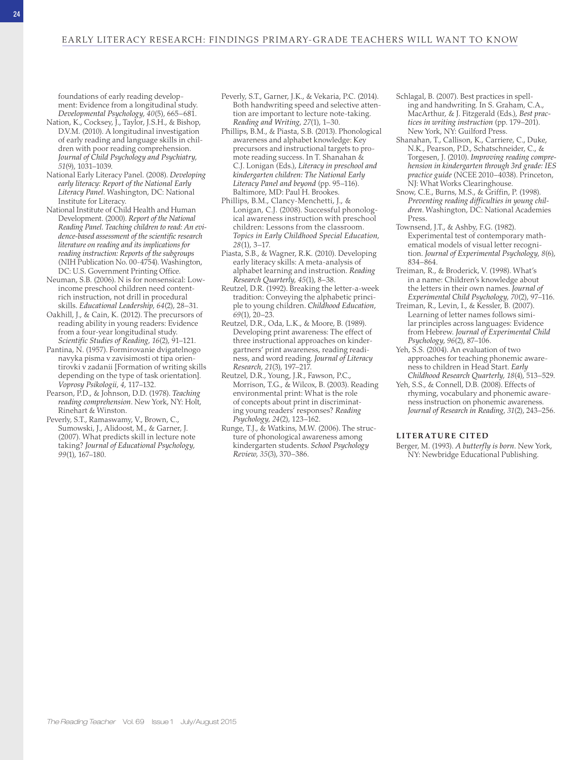foundations of early reading development: Evidence from a longitudinal study. *Developmental Psychology*, *40*(5), 665–681.

Nation, K., Cocksey, J., Taylor, J.S.H., & Bishop, D.V.M. (2010). A longitudinal investigation of early reading and language skills in children with poor reading comprehension. *Journal of Child Psychology and Psychiatry*, *51*(9), 1031–1039.

National Early Literacy Panel. (2008). *Developing early literacy: Report of the National Early Literacy Panel*. Washington, DC: National Institute for Literacy.

National Institute of Child Health and Human Development. (2000). *Report of the National Reading Panel. Teaching children to read: An evidence-based assessment of the scientific research literature on reading and its implications for reading instruction: Reports of the subgroups* (NIH Publication No. 00-4754). Washington, DC: U.S. Government Printing Office.

Neuman, S.B. (2006). N is for nonsensical: Low-income preschool children need content-rich instruction, not drill in procedural skills. *Educational Leadership*, *64*(2), 28–31.

Oakhill, J., & Cain, K. (2012). The precursors of reading ability in young readers: Evidence from a four-year longitudinal study. *Scientific Studies of Reading*, *16*(2), 91–121.

Pantina, N. (1957). Formirovanie dvigatelnogo navyka pisma v zavisimosti ot tipa orientirovki v zadanii [Formation of writing skills depending on the type of task orientation]. *Voprosy Psikologii*, *4*, 117–132.

Pearson, P.D., & Johnson, D.D. (1978). *Teaching reading comprehension*. New York, NY: Holt, Rinehart & Winston.

Peverly, S.T., Ramaswamy, V., Brown, C., Sumowski, J., Alidoost, M., & Garner, J. (2007). What predicts skill in lecture note taking? *Journal of Educational Psychology*, *99*(1), 167–180.

Peverly, S.T., Garner, J.K., & Vekaria, P.C. (2014). Both handwriting speed and selective attention are important to lecture note-taking. *Reading and Writing*, *27*(1), 1–30.

Phillips, B.M., & Piasta, S.B. (2013). Phonological awareness and alphabet knowledge: Key precursors and instructional targets to promote reading success. In T. Shanahan & C.J. Lonigan (Eds.), *Literacy in preschool and kindergarten children: The National Early Literacy Panel and beyond* (pp. 95–116). Baltimore, MD: Paul H. Brookes.

Phillips, B.M., Clancy-Menchetti, J., & Lonigan, C.J. (2008). Successful phonological awareness instruction with preschool children: Lessons from the classroom. *Topics in Early Childhood Special Education*, *28*(1), 3–17.

Piasta, S.B., & Wagner, R.K. (2010). Developing early literacy skills: A meta-analysis of alphabet learning and instruction. *Reading Research Quarterly*, *45*(1), 8–38.

Reutzel, D.R. (1992). Breaking the letter-a-week tradition: Conveying the alphabetic principle to young children. *Childhood Education*, *69*(1), 20–23.

Reutzel, D.R., Oda, L.K., & Moore, B. (1989). Developing print awareness: The effect of three instructional approaches on kindergartners' print awareness, reading readiness, and word reading. *Journal of Literacy Research*, *21*(3), 197–217.

Reutzel, D.R., Young, J.R., Fawson, P.C., Morrison, T.G., & Wilcox, B. (2003). Reading environmental print: What is the role of concepts about print in discriminating young readers' responses? *Reading Psychology*, *24*(2), 123–162.

Runge, T.J., & Watkins, M.W. (2006). The structure of phonological awareness among kindergarten students. *School Psychology Review*, *35*(3), 370–386.

Schlagal, B. (2007). Best practices in spelling and handwriting. In S. Graham, C.A., MacArthur, & J. Fitzgerald (Eds.), *Best practices in writing instruction* (pp. 179–201). New York, NY: Guilford Press.

Shanahan, T., Callison, K., Carriere, C., Duke, N.K., Pearson, P.D., Schatschneider, C., & Torgesen, J. (2010). *Improving reading comprehension in kindergarten through 3rd grade: IES practice guide* (NCEE 2010–4038). Princeton, NJ: What Works Clearinghouse.

Snow, C.E., Burns, M.S., & Griffin, P. (1998). *Preventing reading difficulties in young children*. Washington, DC: National Academies Press.

Townsend, J.T., & Ashby, F.G. (1982). Experimental test of contemporary mathematical models of visual letter recognition. *Journal of Experimental Psychology*, *8*(6), 834–864.

Treiman, R., & Broderick, V. (1998). What's in a name: Children's knowledge about the letters in their own names. *Journal of Experimental Child Psychology*, *70*(2), 97–116.

Treiman, R., Levin, I., & Kessler, B. (2007). Learning of letter names follows similar principles across languages: Evidence from Hebrew. *Journal of Experimental Child Psychology*, *96*(2), 87–106.

Yeh, S.S. (2004). An evaluation of two approaches for teaching phonemic awareness to children in Head Start. *Early Childhood Research Quarterly*, *18*(4), 513–529.

Yeh, S.S., & Connell, D.B. (2008). Effects of rhyming, vocabulary and phonemic awareness instruction on phonemic awareness. *Journal of Research in Reading*, *31*(2), 243–256.

## LITERATURE CITED

Berger, M. (1993). *A butterfly is born*. New York, NY: Newbridge Educational Publishing.